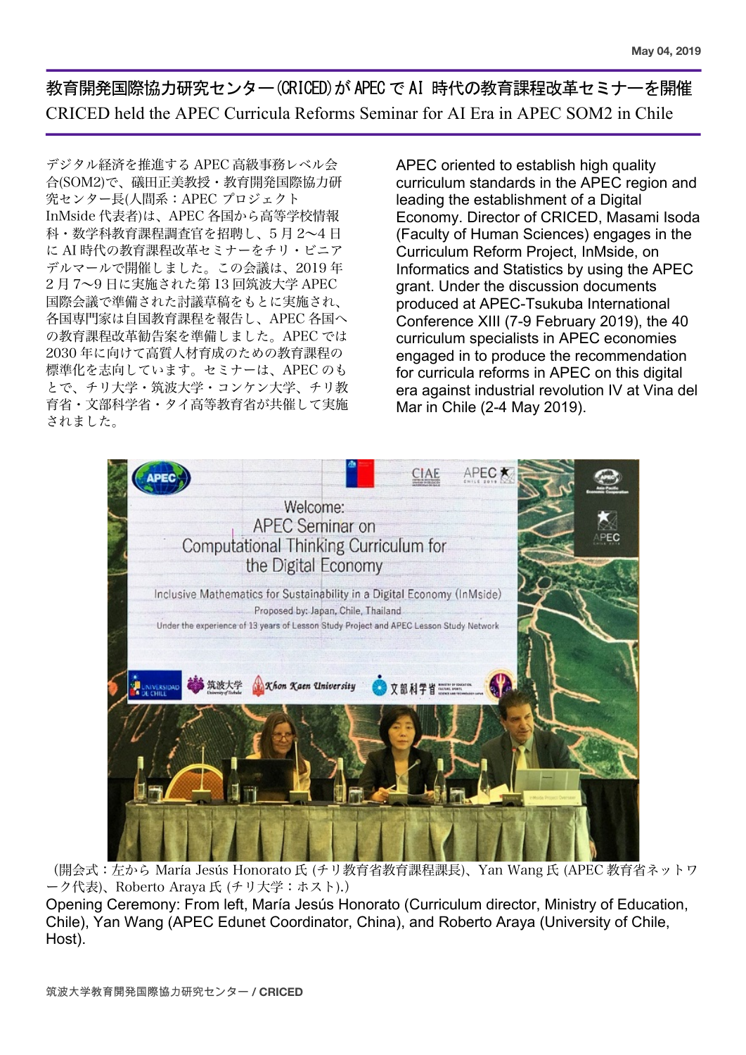May 04, 2019

# 教育開発国際協力研究センター(CRICED)が APEC で AI 時代の教育課程改革セミナーを開催

## CRICED held the APEC Curricula Reforms Seminar for AI Era in APEC SOM2 in Chile

デジタル経済を推進する APEC 高級事務レベル会合(SOM2)で、礒田正美教授・教育開発国際協力研究センター長(人間系：APEC プロジェクト InMside 代表者)は、APEC 各国から高等学校情報科・数学科教育課程調査官を招聘し、5 月 2〜4 日に AI 時代の教育課程改革セミナーをチリ・ビニアデルマールで開催しました。この会議は、2019 年 2 月 7〜9 日に実施された第 13 回筑波大学 APEC 国際会議で準備された討議草稿をもとに実施され、各国専門家は自国教育課程を報告し、APEC 各国への教育課程改革勧告案を準備しました。APEC では 2030 年に向けて高質人材育成のための教育課程の標準化を志向しています。セミナーは、APEC のもとで、チリ大学・筑波大学・コンケン大学、チリ教育省・文部科学省・タイ高等教育省が共催して実施されました。

APEC oriented to establish high quality curriculum standards in the APEC region and leading the establishment of a Digital Economy. Director of CRICED, Masami Isoda (Faculty of Human Sciences) engages in the Curriculum Reform Project, InMside, on Informatics and Statistics by using the APEC grant. Under the discussion documents produced at APEC-Tsukuba International Conference XIII (7-9 February 2019), the 40 curriculum specialists in APEC economies engaged in to produce the recommendation for curricula reforms in APEC on this digital era against industrial revolution IV at Vina del Mar in Chile (2-4 May 2019).

（開会式：左から María Jesús Honorato 氏 (チリ教育省教育課程課長)、Yan Wang 氏 (APEC 教育省ネットワーク代表)、Roberto Araya 氏 (チリ大学：ホスト).）

Opening Ceremony: From left, María Jesús Honorato (Curriculum director, Ministry of Education, Chile), Yan Wang (APEC Edunet Coordinator, China), and Roberto Araya (University of Chile, Host).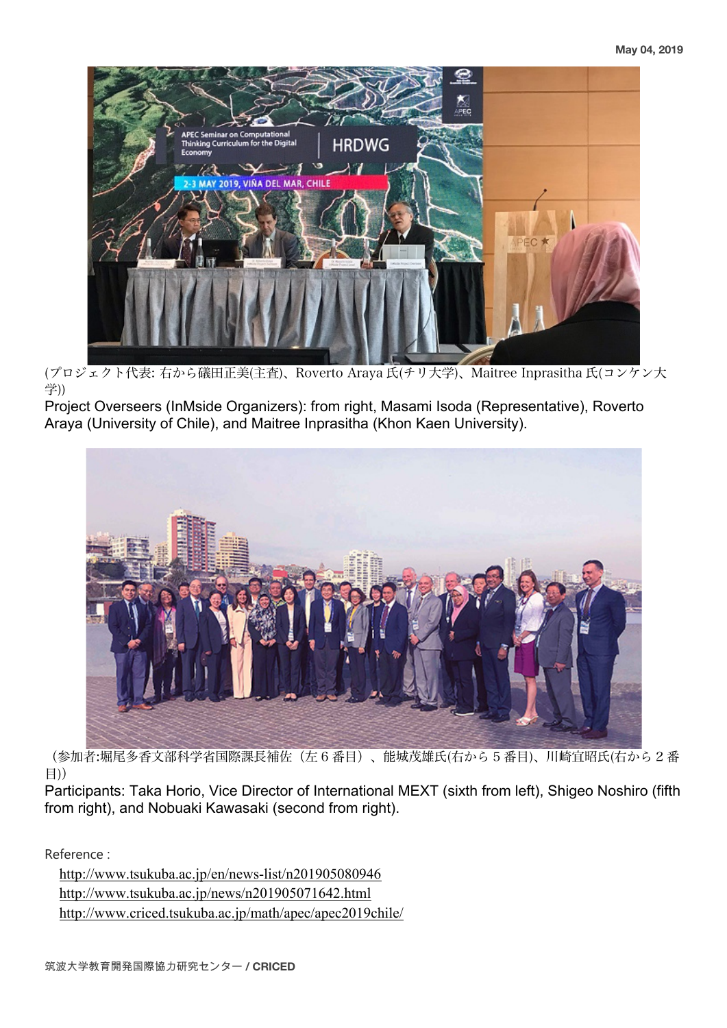May 04, 2019

(プロジェクト代表: 右から礒田正美(主査)、Roverto Araya 氏(チリ大学)、Maitree Inprasitha 氏(コンケン大学))

Project Overseers (InMside Organizers): from right, Masami Isoda (Representative), Roverto Araya (University of Chile), and Maitree Inprasitha (Khon Kaen University).

（参加者:堀尾多香文部科学省国際課長補佐（左６番目）、能城茂雄氏(右から５番目)、川崎宜昭氏(右から２番目))

Participants: Taka Horio, Vice Director of International MEXT (sixth from left), Shigeo Noshiro (fifth from right), and Nobuaki Kawasaki (second from right).

Reference :

http://www.tsukuba.ac.jp/en/news-list/n201905080946
http://www.tsukuba.ac.jp/news/n201905071642.html
http://www.criced.tsukuba.ac.jp/math/apec/apec2019chile/

筑波大学教育開発国際協力研究センター / **CRICED**